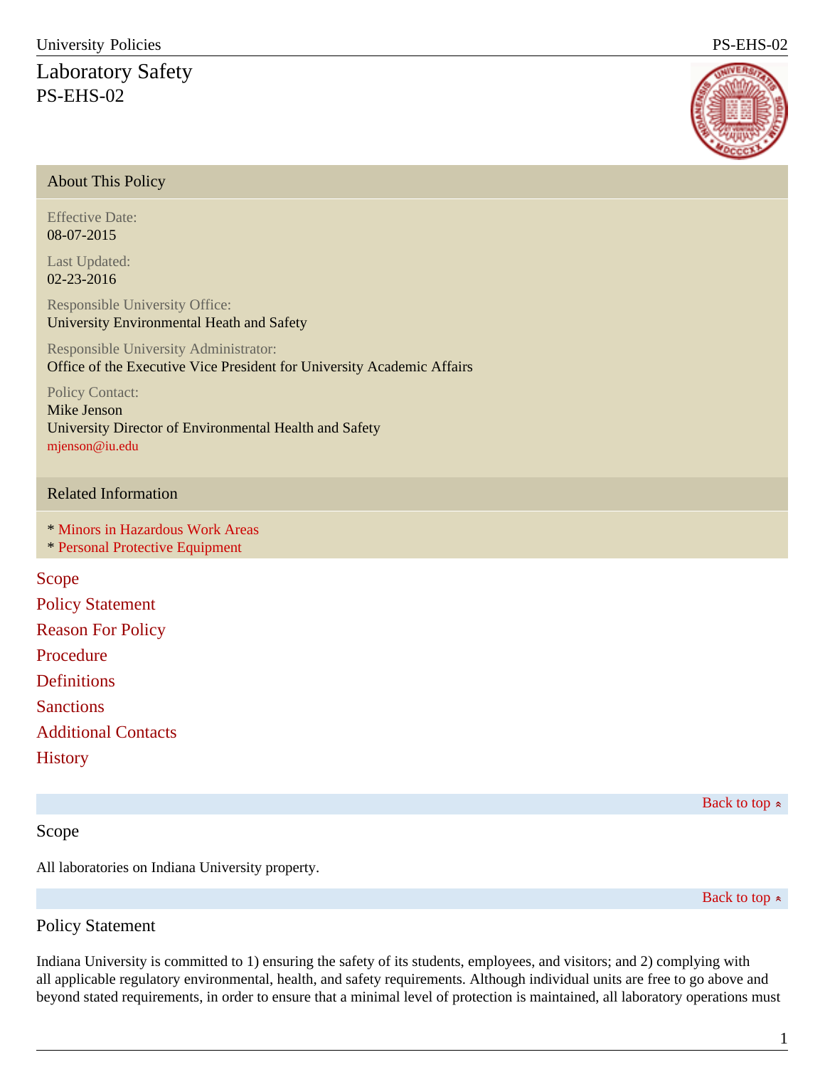# Laboratory Safety

PS-EHS-02

## About This Policy

Effective Date:
08-07-2015

Last Updated:
02-23-2016

Responsible University Office:
University Environmental Heath and Safety

Responsible University Administrator:
Office of the Executive Vice President for University Academic Affairs

Policy Contact:
Mike Jenson
University Director of Environmental Health and Safety
mjenson@iu.edu

## Related Information

* Minors in Hazardous Work Areas
* Personal Protective Equipment

Scope

Policy Statement

Reason For Policy

Procedure

Definitions

Sanctions

Additional Contacts

History

Back to top

## Scope

All laboratories on Indiana University property.

Back to top

## Policy Statement

Indiana University is committed to 1) ensuring the safety of its students, employees, and visitors; and 2) complying with all applicable regulatory environmental, health, and safety requirements. Although individual units are free to go above and beyond stated requirements, in order to ensure that a minimal level of protection is maintained, all laboratory operations must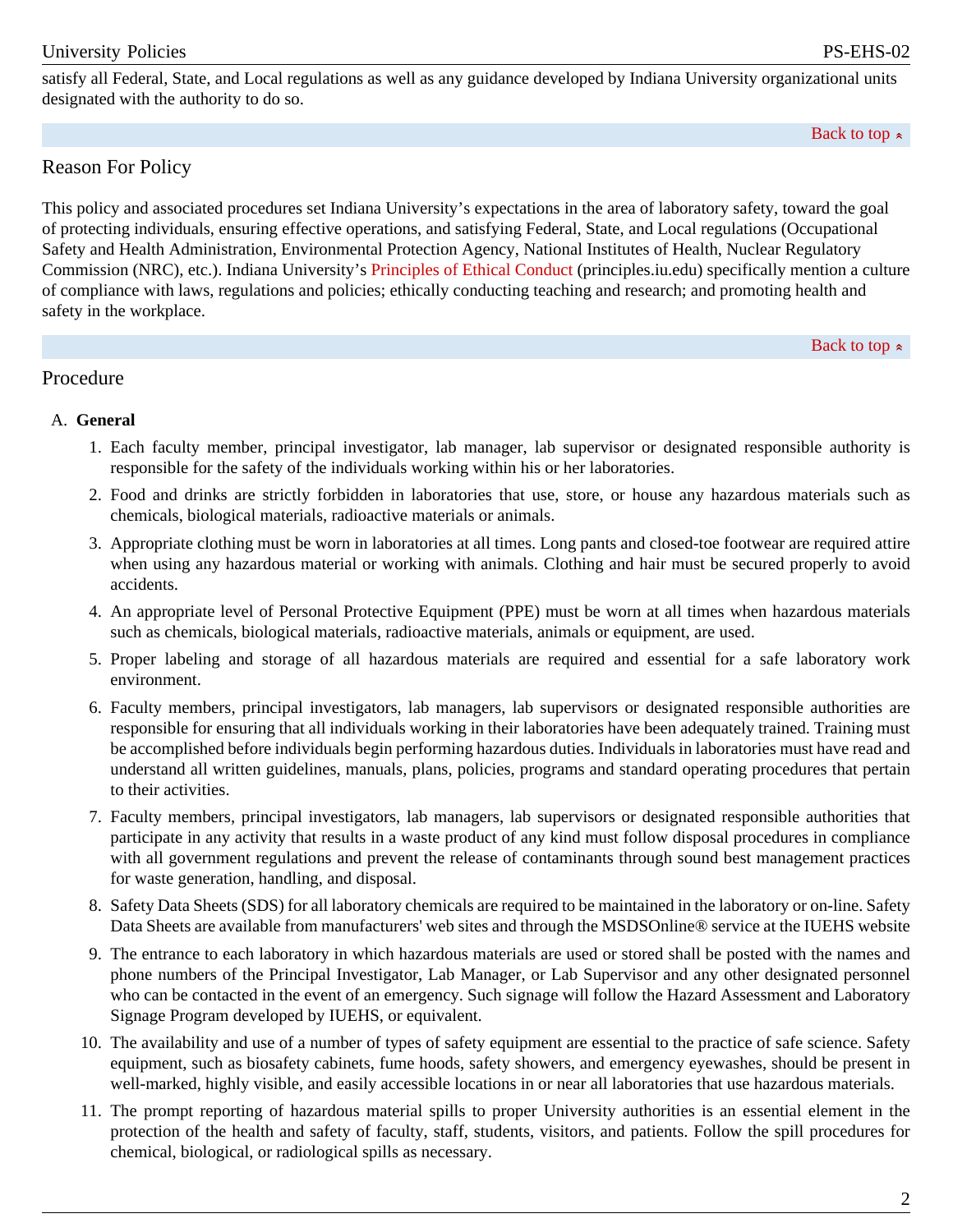satisfy all Federal, State, and Local regulations as well as any guidance developed by Indiana University organizational units designated with the authority to do so.

Back to top

## Reason For Policy

This policy and associated procedures set Indiana University's expectations in the area of laboratory safety, toward the goal of protecting individuals, ensuring effective operations, and satisfying Federal, State, and Local regulations (Occupational Safety and Health Administration, Environmental Protection Agency, National Institutes of Health, Nuclear Regulatory Commission (NRC), etc.). Indiana University's Principles of Ethical Conduct (principles.iu.edu) specifically mention a culture of compliance with laws, regulations and policies; ethically conducting teaching and research; and promoting health and safety in the workplace.

Back to top

## Procedure

A. **General**

1. Each faculty member, principal investigator, lab manager, lab supervisor or designated responsible authority is responsible for the safety of the individuals working within his or her laboratories.
2. Food and drinks are strictly forbidden in laboratories that use, store, or house any hazardous materials such as chemicals, biological materials, radioactive materials or animals.
3. Appropriate clothing must be worn in laboratories at all times. Long pants and closed-toe footwear are required attire when using any hazardous material or working with animals. Clothing and hair must be secured properly to avoid accidents.
4. An appropriate level of Personal Protective Equipment (PPE) must be worn at all times when hazardous materials such as chemicals, biological materials, radioactive materials, animals or equipment, are used.
5. Proper labeling and storage of all hazardous materials are required and essential for a safe laboratory work environment.
6. Faculty members, principal investigators, lab managers, lab supervisors or designated responsible authorities are responsible for ensuring that all individuals working in their laboratories have been adequately trained. Training must be accomplished before individuals begin performing hazardous duties. Individuals in laboratories must have read and understand all written guidelines, manuals, plans, policies, programs and standard operating procedures that pertain to their activities.
7. Faculty members, principal investigators, lab managers, lab supervisors or designated responsible authorities that participate in any activity that results in a waste product of any kind must follow disposal procedures in compliance with all government regulations and prevent the release of contaminants through sound best management practices for waste generation, handling, and disposal.
8. Safety Data Sheets (SDS) for all laboratory chemicals are required to be maintained in the laboratory or on-line. Safety Data Sheets are available from manufacturers' web sites and through the MSDSOnline® service at the IUEHS website
9. The entrance to each laboratory in which hazardous materials are used or stored shall be posted with the names and phone numbers of the Principal Investigator, Lab Manager, or Lab Supervisor and any other designated personnel who can be contacted in the event of an emergency. Such signage will follow the Hazard Assessment and Laboratory Signage Program developed by IUEHS, or equivalent.
10. The availability and use of a number of types of safety equipment are essential to the practice of safe science. Safety equipment, such as biosafety cabinets, fume hoods, safety showers, and emergency eyewashes, should be present in well-marked, highly visible, and easily accessible locations in or near all laboratories that use hazardous materials.
11. The prompt reporting of hazardous material spills to proper University authorities is an essential element in the protection of the health and safety of faculty, staff, students, visitors, and patients. Follow the spill procedures for chemical, biological, or radiological spills as necessary.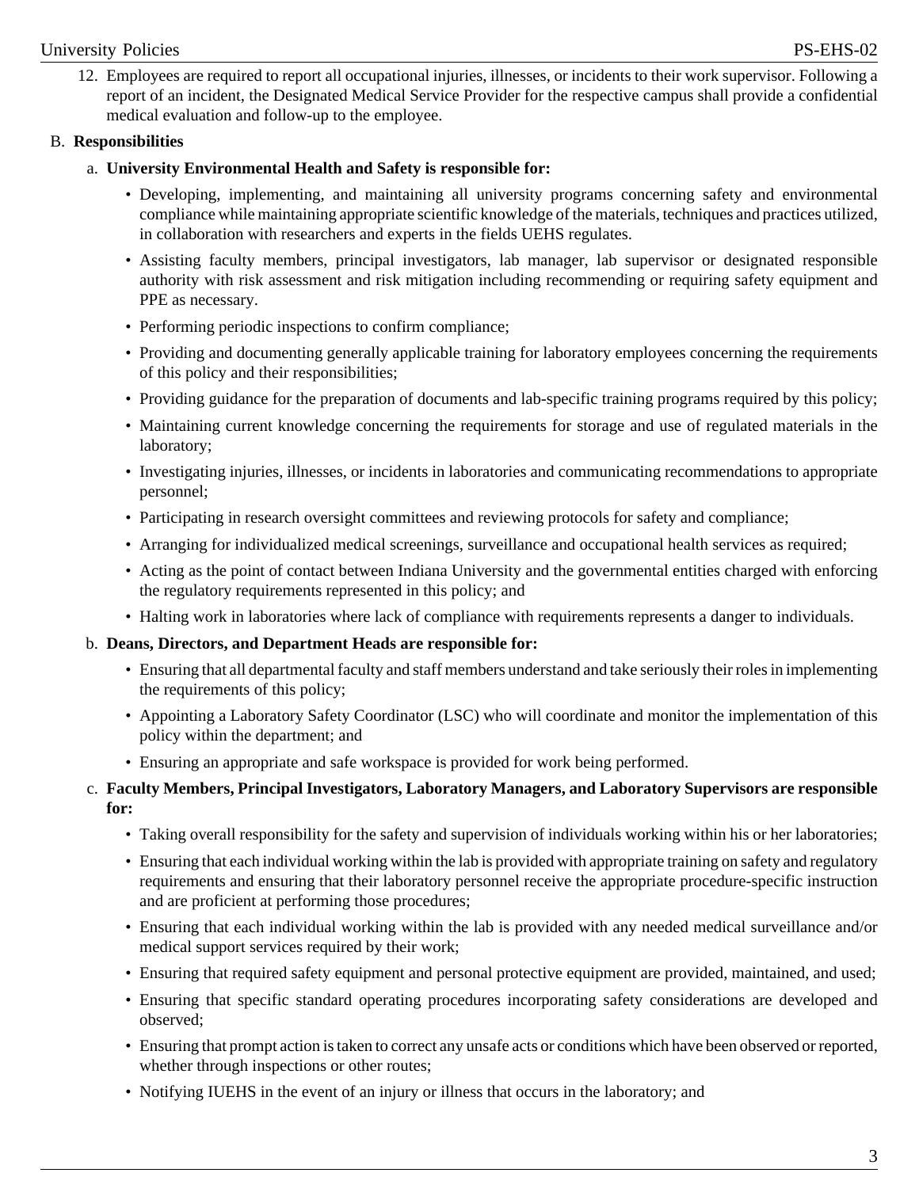12. Employees are required to report all occupational injuries, illnesses, or incidents to their work supervisor. Following a report of an incident, the Designated Medical Service Provider for the respective campus shall provide a confidential medical evaluation and follow-up to the employee.

B. **Responsibilities**

a. **University Environmental Health and Safety is responsible for:**

- Developing, implementing, and maintaining all university programs concerning safety and environmental compliance while maintaining appropriate scientific knowledge of the materials, techniques and practices utilized, in collaboration with researchers and experts in the fields UEHS regulates.
- Assisting faculty members, principal investigators, lab manager, lab supervisor or designated responsible authority with risk assessment and risk mitigation including recommending or requiring safety equipment and PPE as necessary.
- Performing periodic inspections to confirm compliance;
- Providing and documenting generally applicable training for laboratory employees concerning the requirements of this policy and their responsibilities;
- Providing guidance for the preparation of documents and lab-specific training programs required by this policy;
- Maintaining current knowledge concerning the requirements for storage and use of regulated materials in the laboratory;
- Investigating injuries, illnesses, or incidents in laboratories and communicating recommendations to appropriate personnel;
- Participating in research oversight committees and reviewing protocols for safety and compliance;
- Arranging for individualized medical screenings, surveillance and occupational health services as required;
- Acting as the point of contact between Indiana University and the governmental entities charged with enforcing the regulatory requirements represented in this policy; and
- Halting work in laboratories where lack of compliance with requirements represents a danger to individuals.

b. **Deans, Directors, and Department Heads are responsible for:**

- Ensuring that all departmental faculty and staff members understand and take seriously their roles in implementing the requirements of this policy;
- Appointing a Laboratory Safety Coordinator (LSC) who will coordinate and monitor the implementation of this policy within the department; and
- Ensuring an appropriate and safe workspace is provided for work being performed.

c. **Faculty Members, Principal Investigators, Laboratory Managers, and Laboratory Supervisors are responsible for:**

- Taking overall responsibility for the safety and supervision of individuals working within his or her laboratories;
- Ensuring that each individual working within the lab is provided with appropriate training on safety and regulatory requirements and ensuring that their laboratory personnel receive the appropriate procedure-specific instruction and are proficient at performing those procedures;
- Ensuring that each individual working within the lab is provided with any needed medical surveillance and/or medical support services required by their work;
- Ensuring that required safety equipment and personal protective equipment are provided, maintained, and used;
- Ensuring that specific standard operating procedures incorporating safety considerations are developed and observed;
- Ensuring that prompt action is taken to correct any unsafe acts or conditions which have been observed or reported, whether through inspections or other routes;
- Notifying IUEHS in the event of an injury or illness that occurs in the laboratory; and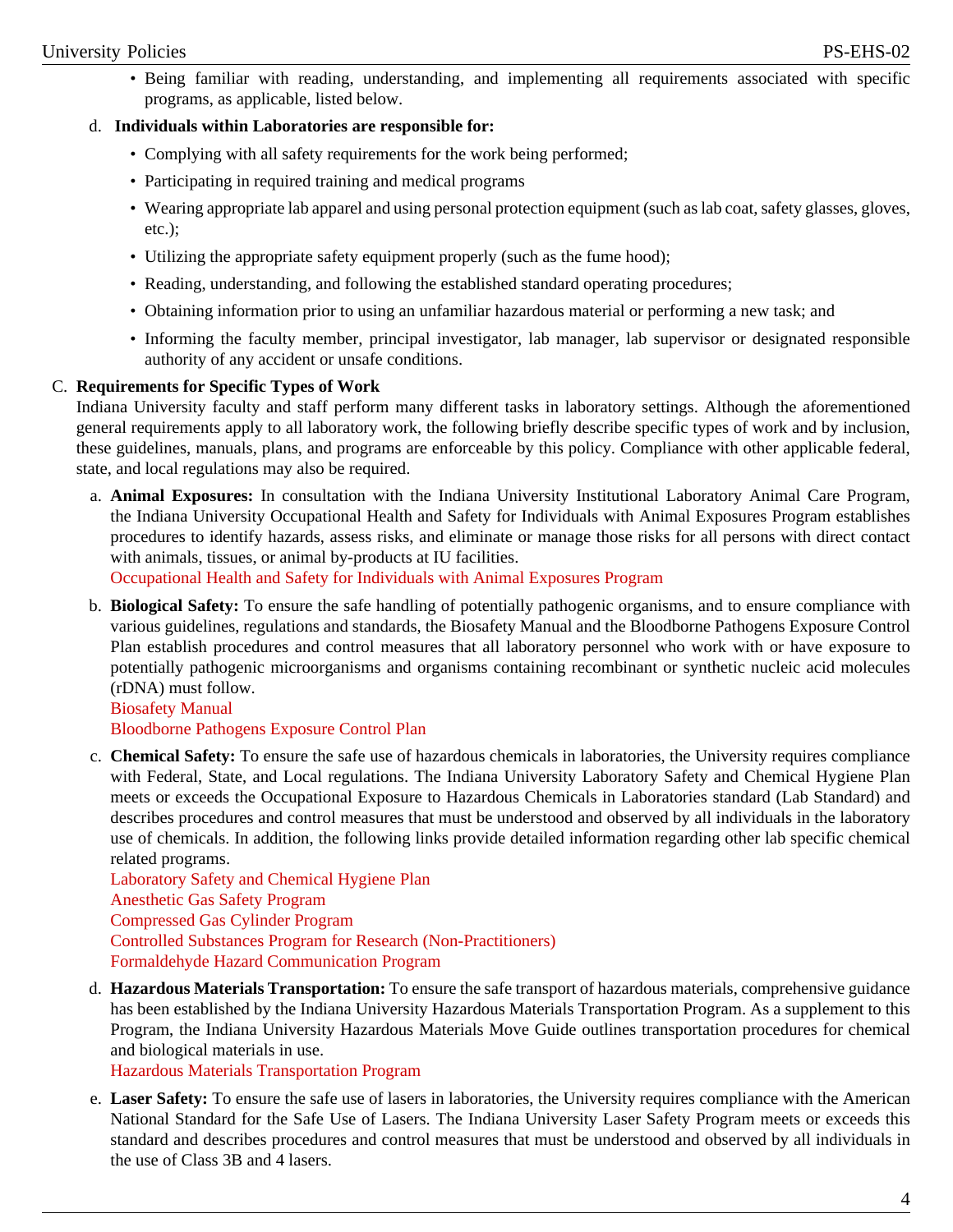- Being familiar with reading, understanding, and implementing all requirements associated with specific programs, as applicable, listed below.

d. **Individuals within Laboratories are responsible for:**

- Complying with all safety requirements for the work being performed;
- Participating in required training and medical programs
- Wearing appropriate lab apparel and using personal protection equipment (such as lab coat, safety glasses, gloves, etc.);
- Utilizing the appropriate safety equipment properly (such as the fume hood);
- Reading, understanding, and following the established standard operating procedures;
- Obtaining information prior to using an unfamiliar hazardous material or performing a new task; and
- Informing the faculty member, principal investigator, lab manager, lab supervisor or designated responsible authority of any accident or unsafe conditions.

C. **Requirements for Specific Types of Work**

Indiana University faculty and staff perform many different tasks in laboratory settings. Although the aforementioned general requirements apply to all laboratory work, the following briefly describe specific types of work and by inclusion, these guidelines, manuals, plans, and programs are enforceable by this policy. Compliance with other applicable federal, state, and local regulations may also be required.

a. **Animal Exposures:** In consultation with the Indiana University Institutional Laboratory Animal Care Program, the Indiana University Occupational Health and Safety for Individuals with Animal Exposures Program establishes procedures to identify hazards, assess risks, and eliminate or manage those risks for all persons with direct contact with animals, tissues, or animal by-products at IU facilities.
Occupational Health and Safety for Individuals with Animal Exposures Program

b. **Biological Safety:** To ensure the safe handling of potentially pathogenic organisms, and to ensure compliance with various guidelines, regulations and standards, the Biosafety Manual and the Bloodborne Pathogens Exposure Control Plan establish procedures and control measures that all laboratory personnel who work with or have exposure to potentially pathogenic microorganisms and organisms containing recombinant or synthetic nucleic acid molecules (rDNA) must follow.
Biosafety Manual
Bloodborne Pathogens Exposure Control Plan

c. **Chemical Safety:** To ensure the safe use of hazardous chemicals in laboratories, the University requires compliance with Federal, State, and Local regulations. The Indiana University Laboratory Safety and Chemical Hygiene Plan meets or exceeds the Occupational Exposure to Hazardous Chemicals in Laboratories standard (Lab Standard) and describes procedures and control measures that must be understood and observed by all individuals in the laboratory use of chemicals. In addition, the following links provide detailed information regarding other lab specific chemical related programs.
Laboratory Safety and Chemical Hygiene Plan
Anesthetic Gas Safety Program
Compressed Gas Cylinder Program
Controlled Substances Program for Research (Non-Practitioners)
Formaldehyde Hazard Communication Program

d. **Hazardous Materials Transportation:** To ensure the safe transport of hazardous materials, comprehensive guidance has been established by the Indiana University Hazardous Materials Transportation Program. As a supplement to this Program, the Indiana University Hazardous Materials Move Guide outlines transportation procedures for chemical and biological materials in use.
Hazardous Materials Transportation Program

e. **Laser Safety:** To ensure the safe use of lasers in laboratories, the University requires compliance with the American National Standard for the Safe Use of Lasers. The Indiana University Laser Safety Program meets or exceeds this standard and describes procedures and control measures that must be understood and observed by all individuals in the use of Class 3B and 4 lasers.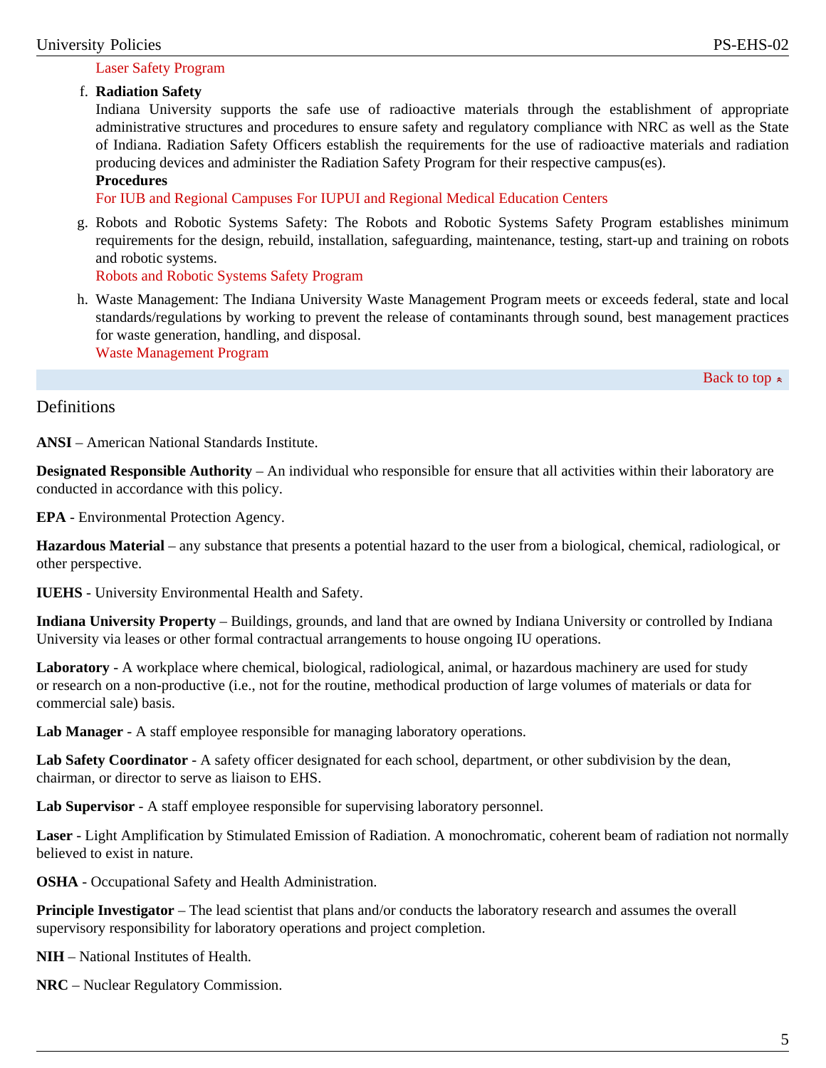Laser Safety Program

f. **Radiation Safety**
   Indiana University supports the safe use of radioactive materials through the establishment of appropriate administrative structures and procedures to ensure safety and regulatory compliance with NRC as well as the State of Indiana. Radiation Safety Officers establish the requirements for the use of radioactive materials and radiation producing devices and administer the Radiation Safety Program for their respective campus(es).
   **Procedures**
   For IUB and Regional Campuses For IUPUI and Regional Medical Education Centers

g. Robots and Robotic Systems Safety: The Robots and Robotic Systems Safety Program establishes minimum requirements for the design, rebuild, installation, safeguarding, maintenance, testing, start-up and training on robots and robotic systems.
   Robots and Robotic Systems Safety Program

h. Waste Management: The Indiana University Waste Management Program meets or exceeds federal, state and local standards/regulations by working to prevent the release of contaminants through sound, best management practices for waste generation, handling, and disposal.
   Waste Management Program

Back to top

## Definitions

**ANSI** – American National Standards Institute.

**Designated Responsible Authority** – An individual who responsible for ensure that all activities within their laboratory are conducted in accordance with this policy.

**EPA** - Environmental Protection Agency.

**Hazardous Material** – any substance that presents a potential hazard to the user from a biological, chemical, radiological, or other perspective.

**IUEHS** - University Environmental Health and Safety.

**Indiana University Property** – Buildings, grounds, and land that are owned by Indiana University or controlled by Indiana University via leases or other formal contractual arrangements to house ongoing IU operations.

**Laboratory** - A workplace where chemical, biological, radiological, animal, or hazardous machinery are used for study or research on a non-productive (i.e., not for the routine, methodical production of large volumes of materials or data for commercial sale) basis.

**Lab Manager** - A staff employee responsible for managing laboratory operations.

**Lab Safety Coordinator** - A safety officer designated for each school, department, or other subdivision by the dean, chairman, or director to serve as liaison to EHS.

**Lab Supervisor** - A staff employee responsible for supervising laboratory personnel.

**Laser** - Light Amplification by Stimulated Emission of Radiation. A monochromatic, coherent beam of radiation not normally believed to exist in nature.

**OSHA** - Occupational Safety and Health Administration.

**Principle Investigator** – The lead scientist that plans and/or conducts the laboratory research and assumes the overall supervisory responsibility for laboratory operations and project completion.

**NIH** – National Institutes of Health.

**NRC** – Nuclear Regulatory Commission.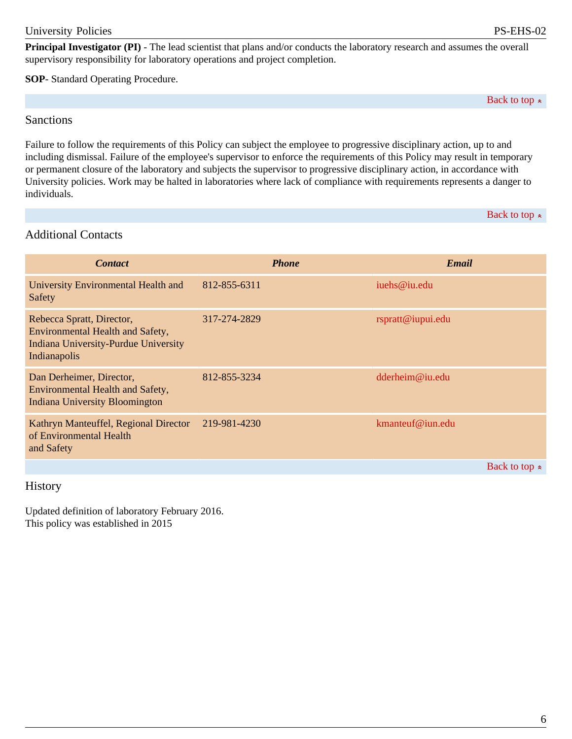**Principal Investigator (PI)** - The lead scientist that plans and/or conducts the laboratory research and assumes the overall supervisory responsibility for laboratory operations and project completion.

**SOP**- Standard Operating Procedure.

Back to top

## Sanctions

Failure to follow the requirements of this Policy can subject the employee to progressive disciplinary action, up to and including dismissal. Failure of the employee's supervisor to enforce the requirements of this Policy may result in temporary or permanent closure of the laboratory and subjects the supervisor to progressive disciplinary action, in accordance with University policies. Work may be halted in laboratories where lack of compliance with requirements represents a danger to individuals.

Back to top

## Additional Contacts

| ***Contact*** | ***Phone*** | ***Email*** |
|---|---|---|
| University Environmental Health and Safety | 812-855-6311 | iuehs@iu.edu |
| Rebecca Spratt, Director, Environmental Health and Safety, Indiana University-Purdue University Indianapolis | 317-274-2829 | rspratt@iupui.edu |
| Dan Derheimer, Director, Environmental Health and Safety, Indiana University Bloomington | 812-855-3234 | dderheim@iu.edu |
| Kathryn Manteuffel, Regional Director of Environmental Health and Safety | 219-981-4230 | kmanteuf@iun.edu |

Back to top

## History

Updated definition of laboratory February 2016.
This policy was established in 2015